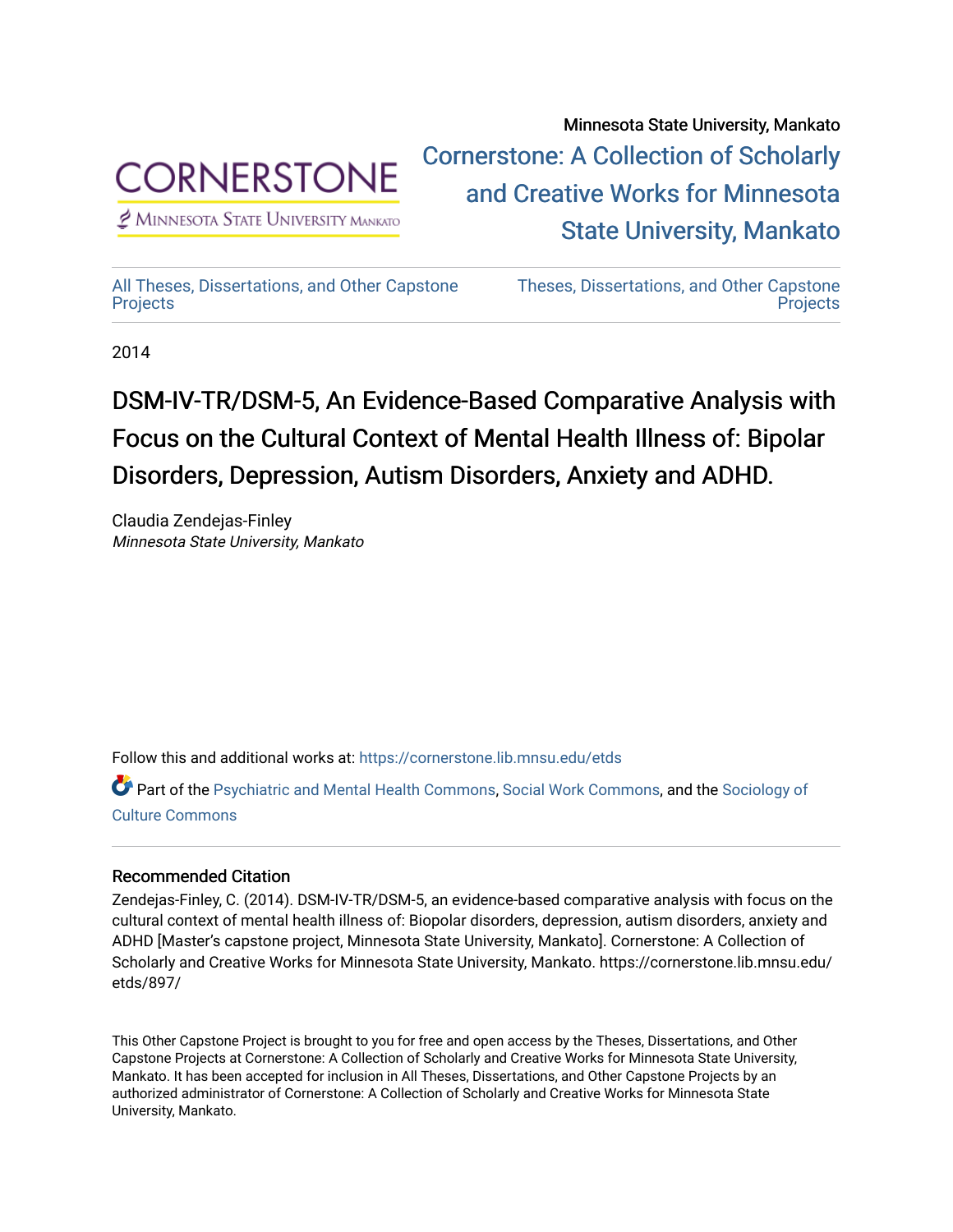Minnesota State University, Mankato

Cornerstone: A Collection of Scholarly and Creative Works for Minnesota State University, Mankato

CORNERSTONE
MINNESOTA STATE UNIVERSITY MANKATO

All Theses, Dissertations, and Other Capstone Projects

Theses, Dissertations, and Other Capstone Projects

2014

# DSM-IV-TR/DSM-5, An Evidence-Based Comparative Analysis with Focus on the Cultural Context of Mental Health Illness of: Bipolar Disorders, Depression, Autism Disorders, Anxiety and ADHD.

Claudia Zendejas-Finley
*Minnesota State University, Mankato*

Follow this and additional works at: https://cornerstone.lib.mnsu.edu/etds

Part of the Psychiatric and Mental Health Commons, Social Work Commons, and the Sociology of Culture Commons

## Recommended Citation

Zendejas-Finley, C. (2014). DSM-IV-TR/DSM-5, an evidence-based comparative analysis with focus on the cultural context of mental health illness of: Biopolar disorders, depression, autism disorders, anxiety and ADHD [Master's capstone project, Minnesota State University, Mankato]. Cornerstone: A Collection of Scholarly and Creative Works for Minnesota State University, Mankato. https://cornerstone.lib.mnsu.edu/etds/897/

This Other Capstone Project is brought to you for free and open access by the Theses, Dissertations, and Other Capstone Projects at Cornerstone: A Collection of Scholarly and Creative Works for Minnesota State University, Mankato. It has been accepted for inclusion in All Theses, Dissertations, and Other Capstone Projects by an authorized administrator of Cornerstone: A Collection of Scholarly and Creative Works for Minnesota State University, Mankato.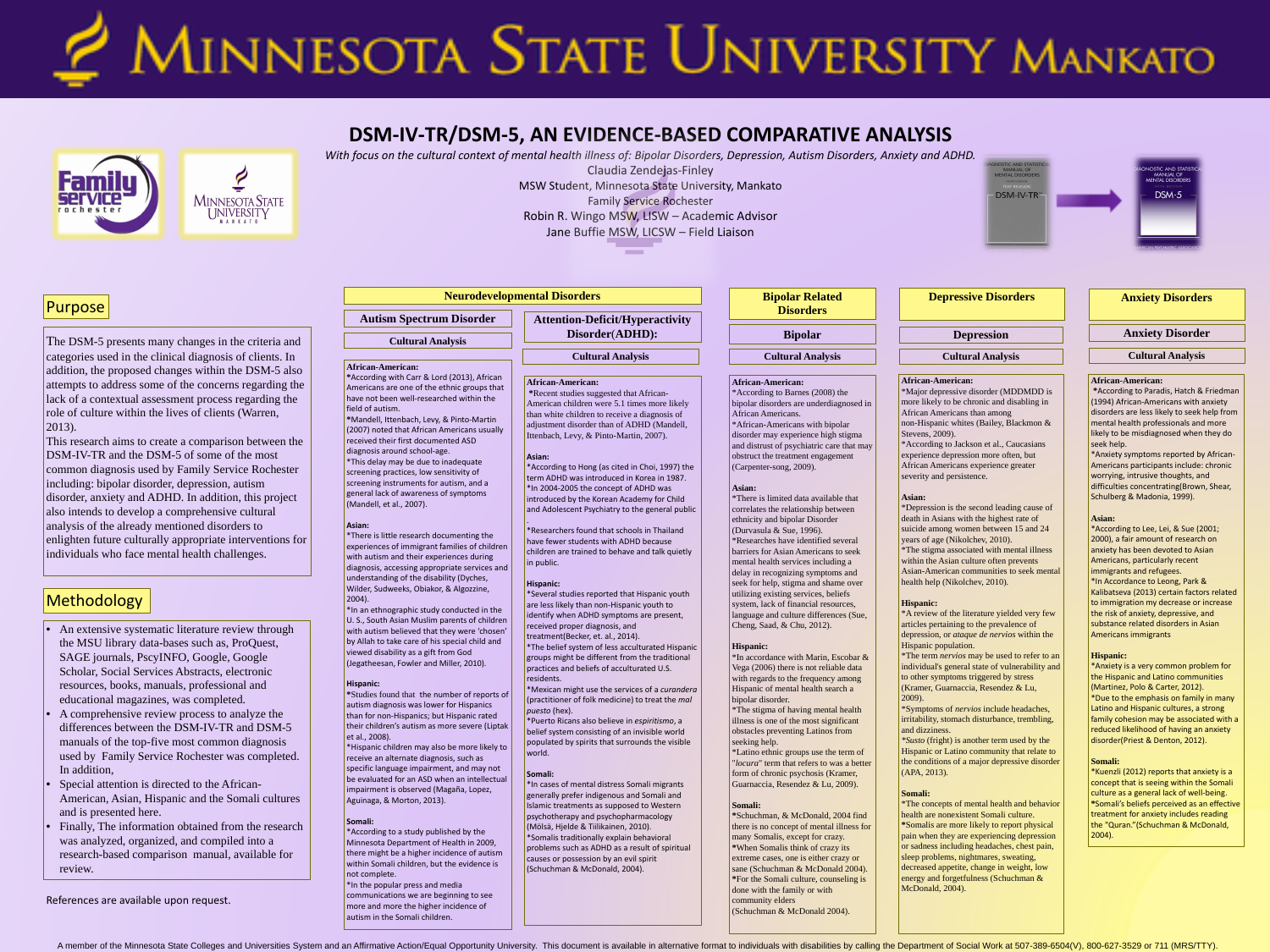# Minnesota State University Mankato

## DSM-IV-TR/DSM-5, AN EVIDENCE-BASED COMPARATIVE ANALYSIS

*With focus on the cultural context of mental health illness of: Bipolar Disorders, Depression, Autism Disorders, Anxiety and ADHD.*

Claudia Zendejas-Finley
MSW Student, Minnesota State University, Mankato
Family Service Rochester
Robin R. Wingo MSW, LISW – Academic Advisor
Jane Buffie MSW, LICSW – Field Liaison

DSM-IV-TR → DSM-5

## Purpose

The DSM-5 presents many changes in the criteria and categories used in the clinical diagnosis of clients. In addition, the proposed changes within the DSM-5 also attempts to address some of the concerns regarding the lack of a contextual assessment process regarding the role of culture within the lives of clients (Warren, 2013).

This research aims to create a comparison between the DSM-IV-TR and the DSM-5 of some of the most common diagnosis used by Family Service Rochester including: bipolar disorder, depression, autism disorder, anxiety and ADHD. In addition, this project also intends to develop a comprehensive cultural analysis of the already mentioned disorders to enlighten future culturally appropriate interventions for individuals who face mental health challenges.

## Methodology

- An extensive systematic literature review through the MSU library data-bases such as, ProQuest, SAGE journals, PscyINFO, Google, Google Scholar, Social Services Abstracts, electronic resources, books, manuals, professional and educational magazines, was completed.
- A comprehensive review process to analyze the differences between the DSM-IV-TR and DSM-5 manuals of the top-five most common diagnosis used by Family Service Rochester was completed. In addition,
- Special attention is directed to the African-American, Asian, Hispanic and the Somali cultures and is presented here.
- Finally, The information obtained from the research was analyzed, organized, and compiled into a research-based comparison manual, available for review.

References are available upon request.

## Neurodevelopmental Disorders

### Autism Spectrum Disorder

#### Cultural Analysis

**African-American:**
*According with Carr & Lord (2013), African Americans are one of the ethnic groups that have not been well-researched within the field of autism.
*Mandell, Ittenbach, Levy, & Pinto-Martin (2007) noted that African Americans usually received their first documented ASD diagnosis around school-age.
*This delay may be due to inadequate screening practices, low sensitivity of screening instruments for autism, and a general lack of awareness of symptoms (Mandell, et al., 2007).

**Asian:**
*There is little research documenting the experiences of immigrant families of children with autism and their experiences during diagnosis, accessing appropriate services and understanding of the disability (Dyches, Wilder, Sudweeks, Obiakor, & Algozzine, 2004).
*In an ethnographic study conducted in the U. S., South Asian Muslim parents of children with autism believed that they were 'chosen' by Allah to take care of his special child and viewed disability as a gift from God (Jegatheesan, Fowler and Miller, 2010).

**Hispanic:**
*Studies found that the number of reports of autism diagnosis was lower for Hispanics than for non-Hispanics; but Hispanic rated their children's autism as more severe (Liptak et al., 2008).
*Hispanic children may also be more likely to receive an alternate diagnosis, such as specific language impairment, and may not be evaluated for an ASD when an intellectual impairment is observed (Magaña, Lopez, Aguinaga, & Morton, 2013).

**Somali:**
*According to a study published by the Minnesota Department of Health in 2009, there might be a higher incidence of autism within Somali children, but the evidence is not complete.
*In the popular press and media communications we are beginning to see more and more the higher incidence of autism in the Somali children.

### Attention-Deficit/Hyperactivity Disorder(ADHD):

#### Cultural Analysis

**African-American:**
*Recent studies suggested that African-American children were 5.1 times more likely than white children to receive a diagnosis of adjustment disorder than of ADHD (Mandell, Ittenbach, Levy, & Pinto-Martin, 2007).

**Asian:**
*According to Hong (as cited in Choi, 1997) the term ADHD was introduced in Korea in 1987.
*In 2004-2005 the concept of ADHD was introduced by the Korean Academy for Child and Adolescent Psychiatry to the general public
*Researchers found that schools in Thailand have fewer students with ADHD because children are trained to behave and talk quietly in public.

**Hispanic:**
*Several studies reported that Hispanic youth are less likely than non-Hispanic youth to identify when ADHD symptoms are present, received proper diagnosis, and treatment(Becker, et. al., 2014).
*The belief system of less acculturated Hispanic groups might be different from the traditional practices and beliefs of acculturated U.S. residents.
*Mexican might use the services of a *curandera* (practitioner of folk medicine) to treat the *mal puesto* (hex).
*Puerto Ricans also believe in *espiritismo*, a belief system consisting of an invisible world populated by spirits that surrounds the visible world.

**Somali:**
*In cases of mental distress Somali migrants generally prefer indigenous and Somali and Islamic treatments as supposed to Western psychotherapy and psychopharmacology (Mölsä, Hjelde & Tiilikainen, 2010).
*Somalis traditionally explain behavioral problems such as ADHD as a result of spiritual causes or possession by an evil spirit (Schuchman & McDonald, 2004).

## Bipolar Related Disorders

### Bipolar

#### Cultural Analysis

**African-American:**
*According to Barnes (2008) the bipolar disorders are underdiagnosed in African Americans.
*African-Americans with bipolar disorder may experience high stigma and distrust of psychiatric care that may obstruct the treatment engagement (Carpenter-song, 2009).

**Asian:**
*There is limited data available that correlates the relationship between ethnicity and bipolar Disorder (Durvasula & Sue, 1996).
*Researches have identified several barriers for Asian Americans to seek mental health services including a delay in recognizing symptoms and seek for help, stigma and shame over utilizing existing services, beliefs system, lack of financial resources, language and culture differences (Sue, Cheng, Saad, & Chu, 2012).

**Hispanic:**
*In accordance with Marin, Escobar & Vega (2006) there is not reliable data with regards to the frequency among Hispanic of mental health search a bipolar disorder.
*The stigma of having mental health illness is one of the most significant obstacles preventing Latinos from seeking help.
*Latino ethnic groups use the term of "*locura*" term that refers to was a better form of chronic psychosis (Kramer, Guarnaccia, Resendez & Lu, 2009).

**Somali:**
*Schuchman, & McDonald, 2004 find there is no concept of mental illness for many Somalis, except for crazy.
*When Somalis think of crazy its extreme cases, one is either crazy or sane (Schuchman & McDonald 2004).
*For the Somali culture, counseling is done with the family or with community elders
(Schuchman & McDonald 2004).

## Depressive Disorders

### Depression

#### Cultural Analysis

**African-American:**
*Major depressive disorder (MDDMDD is more likely to be chronic and disabling in African Americans than among non-Hispanic whites (Bailey, Blackmon & Stevens, 2009).
*According to Jackson et al., Caucasians experience depression more often, but African Americans experience greater severity and persistence.

**Asian:**
*Depression is the second leading cause of death in Asians with the highest rate of suicide among women between 15 and 24 years of age (Nikolchev, 2010).
*The stigma associated with mental illness within the Asian culture often prevents Asian-American communities to seek mental health help (Nikolchev, 2010).

**Hispanic:**
*A review of the literature yielded very few articles pertaining to the prevalence of depression, or *ataque de nervios* within the Hispanic population.
*The term *nervios* may be used to refer to an individual's general state of vulnerability and to other symptoms triggered by stress (Kramer, Guarnaccia, Resendez & Lu, 2009).
*Symptoms of *nervios* include headaches, irritability, stomach disturbance, trembling, and dizziness.
*Susto* (fright) is another term used by the Hispanic or Latino community that relate to the conditions of a major depressive disorder (APA, 2013).

**Somali:**
*The concepts of mental health and behavior health are nonexistent Somali culture.
*Somalis are more likely to report physical pain when they are experiencing depression or sadness including headaches, chest pain, sleep problems, nightmares, sweating, decreased appetite, change in weight, low energy and forgetfulness (Schuchman & McDonald, 2004).

## Anxiety Disorders

### Anxiety Disorder

#### Cultural Analysis

**African-American:**
*According to Paradis, Hatch & Friedman (1994) African-Americans with anxiety disorders are less likely to seek help from mental health professionals and more likely to be misdiagnosed when they do seek help.
*Anxiety symptoms reported by African-Americans participants include: chronic worrying, intrusive thoughts, and difficulties concentrating(Brown, Shear, Schulberg & Madonia, 1999).

**Asian:**
*According to Lee, Lei, & Sue (2001; 2000), a fair amount of research on anxiety has been devoted to Asian Americans, particularly recent immigrants and refugees.
*In Accordance to Leong, Park & Kalibatseva (2013) certain factors related to immigration my decrease or increase the risk of anxiety, depressive, and substance related disorders in Asian Americans immigrants

**Hispanic:**
*Anxiety is a very common problem for the Hispanic and Latino communities (Martinez, Polo & Carter, 2012).
*Due to the emphasis on family in many Latino and Hispanic cultures, a strong family cohesion may be associated with a reduced likelihood of having an anxiety disorder(Priest & Denton, 2012).

**Somali:**
*Kuenzli (2012) reports that anxiety is a concept that is seeing within the Somali culture as a general lack of well-being.
*Somali's beliefs perceived as an effective treatment for anxiety includes reading the "Quran."(Schuchman & McDonald, 2004).

A member of the Minnesota State Colleges and Universities System and an Affirmative Action/Equal Opportunity University. This document is available in alternative format to individuals with disabilities by calling the Department of Social Work at 507-389-6504(V), 800-627-3529 or 711 (MRS/TTY).